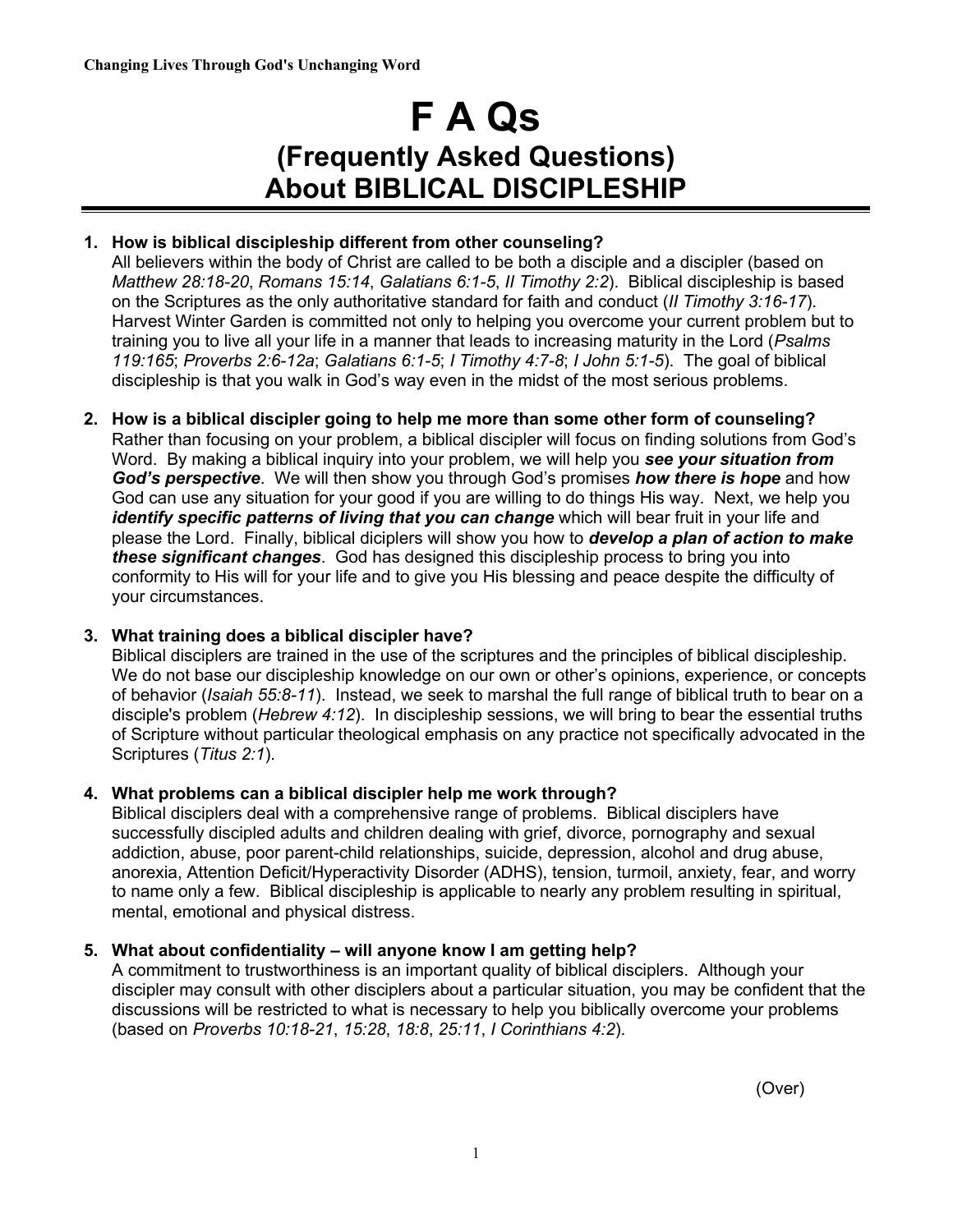**Changing Lives Through God's Unchanging Word**

# F A Qs
## (Frequently Asked Questions) About BIBLICAL DISCIPLESHIP

1. **How is biblical discipleship different from other counseling?**
   All believers within the body of Christ are called to be both a disciple and a discipler (based on *Matthew 28:18-20*, *Romans 15:14*, *Galatians 6:1-5*, *II Timothy 2:2*). Biblical discipleship is based on the Scriptures as the only authoritative standard for faith and conduct (*II Timothy 3:16-17*). Harvest Winter Garden is committed not only to helping you overcome your current problem but to training you to live all your life in a manner that leads to increasing maturity in the Lord (*Psalms 119:165*; *Proverbs 2:6-12a*; *Galatians 6:1-5*; *I Timothy 4:7-8*; *I John 5:1-5*). The goal of biblical discipleship is that you walk in God's way even in the midst of the most serious problems.

2. **How is a biblical discipler going to help me more than some other form of counseling?**
   Rather than focusing on your problem, a biblical discipler will focus on finding solutions from God's Word. By making a biblical inquiry into your problem, we will help you ***see your situation from God's perspective***. We will then show you through God's promises ***how there is hope*** and how God can use any situation for your good if you are willing to do things His way. Next, we help you ***identify specific patterns of living that you can change*** which will bear fruit in your life and please the Lord. Finally, biblical diciplers will show you how to ***develop a plan of action to make these significant changes***. God has designed this discipleship process to bring you into conformity to His will for your life and to give you His blessing and peace despite the difficulty of your circumstances.

3. **What training does a biblical discipler have?**
   Biblical disciplers are trained in the use of the scriptures and the principles of biblical discipleship. We do not base our discipleship knowledge on our own or other's opinions, experience, or concepts of behavior (*Isaiah 55:8-11*). Instead, we seek to marshal the full range of biblical truth to bear on a disciple's problem (*Hebrew 4:12*). In discipleship sessions, we will bring to bear the essential truths of Scripture without particular theological emphasis on any practice not specifically advocated in the Scriptures (*Titus 2:1*).

4. **What problems can a biblical discipler help me work through?**
   Biblical disciplers deal with a comprehensive range of problems. Biblical disciplers have successfully discipled adults and children dealing with grief, divorce, pornography and sexual addiction, abuse, poor parent-child relationships, suicide, depression, alcohol and drug abuse, anorexia, Attention Deficit/Hyperactivity Disorder (ADHS), tension, turmoil, anxiety, fear, and worry to name only a few. Biblical discipleship is applicable to nearly any problem resulting in spiritual, mental, emotional and physical distress.

5. **What about confidentiality – will anyone know I am getting help?**
   A commitment to trustworthiness is an important quality of biblical disciplers. Although your discipler may consult with other disciplers about a particular situation, you may be confident that the discussions will be restricted to what is necessary to help you biblically overcome your problems (based on *Proverbs 10:18-21*, *15:28*, *18:8*, *25:11*, *I Corinthians 4:2*).

(Over)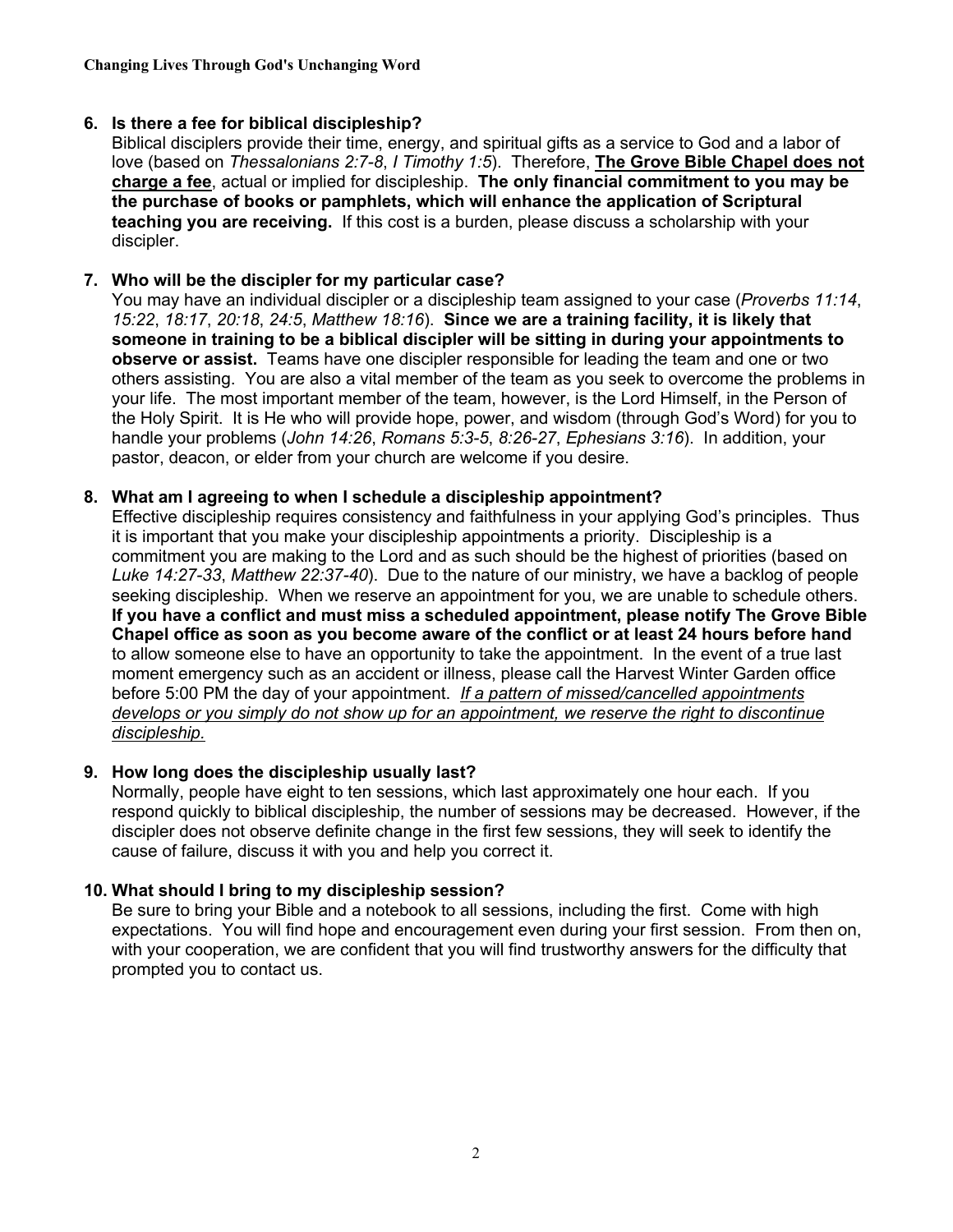6. **Is there a fee for biblical discipleship?**
   Biblical disciplers provide their time, energy, and spiritual gifts as a service to God and a labor of love (based on *Thessalonians 2:7-8*, *I Timothy 1:5*). Therefore, **<u>The Grove Bible Chapel does not charge a fee</u>**, actual or implied for discipleship. **The only financial commitment to you may be the purchase of books or pamphlets, which will enhance the application of Scriptural teaching you are receiving.** If this cost is a burden, please discuss a scholarship with your discipler.

7. **Who will be the discipler for my particular case?**
   You may have an individual discipler or a discipleship team assigned to your case (*Proverbs 11:14*, *15:22*, *18:17*, *20:18*, *24:5*, *Matthew 18:16*). **Since we are a training facility, it is likely that someone in training to be a biblical discipler will be sitting in during your appointments to observe or assist.** Teams have one discipler responsible for leading the team and one or two others assisting. You are also a vital member of the team as you seek to overcome the problems in your life. The most important member of the team, however, is the Lord Himself, in the Person of the Holy Spirit. It is He who will provide hope, power, and wisdom (through God's Word) for you to handle your problems (*John 14:26*, *Romans 5:3-5*, *8:26-27*, *Ephesians 3:16*). In addition, your pastor, deacon, or elder from your church are welcome if you desire.

8. **What am I agreeing to when I schedule a discipleship appointment?**
   Effective discipleship requires consistency and faithfulness in your applying God's principles. Thus it is important that you make your discipleship appointments a priority. Discipleship is a commitment you are making to the Lord and as such should be the highest of priorities (based on *Luke 14:27-33*, *Matthew 22:37-40*). Due to the nature of our ministry, we have a backlog of people seeking discipleship. When we reserve an appointment for you, we are unable to schedule others. **If you have a conflict and must miss a scheduled appointment, please notify The Grove Bible Chapel office as soon as you become aware of the conflict or at least 24 hours before hand** to allow someone else to have an opportunity to take the appointment. In the event of a true last moment emergency such as an accident or illness, please call the Harvest Winter Garden office before 5:00 PM the day of your appointment. *<u>If a pattern of missed/cancelled appointments develops or you simply do not show up for an appointment, we reserve the right to discontinue discipleship.</u>*

9. **How long does the discipleship usually last?**
   Normally, people have eight to ten sessions, which last approximately one hour each. If you respond quickly to biblical discipleship, the number of sessions may be decreased. However, if the discipler does not observe definite change in the first few sessions, they will seek to identify the cause of failure, discuss it with you and help you correct it.

10. **What should I bring to my discipleship session?**
    Be sure to bring your Bible and a notebook to all sessions, including the first. Come with high expectations. You will find hope and encouragement even during your first session. From then on, with your cooperation, we are confident that you will find trustworthy answers for the difficulty that prompted you to contact us.